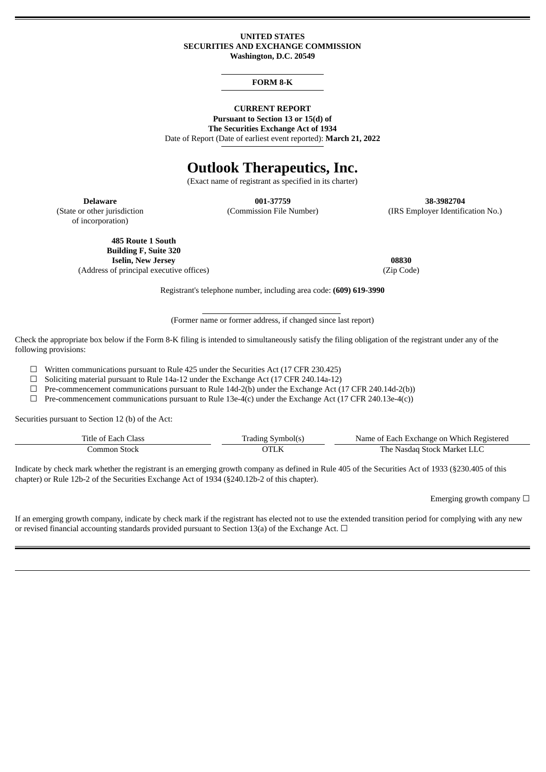**UNITED STATES**
**SECURITIES AND EXCHANGE COMMISSION**
**Washington, D.C. 20549**

**FORM 8-K**

**CURRENT REPORT**
**Pursuant to Section 13 or 15(d) of**
**The Securities Exchange Act of 1934**
Date of Report (Date of earliest event reported): **March 21, 2022**

# Outlook Therapeutics, Inc.

(Exact name of registrant as specified in its charter)

| **Delaware** | **001-37759** | **38-3982704** |
|---|---|---|
| (State or other jurisdiction of incorporation) | (Commission File Number) | (IRS Employer Identification No.) |

| **485 Route 1 South Building F, Suite 320 Iselin, New Jersey** | **08830** |
|---|---|
| (Address of principal executive offices) | (Zip Code) |

Registrant's telephone number, including area code: **(609) 619-3990**

(Former name or former address, if changed since last report)

Check the appropriate box below if the Form 8-K filing is intended to simultaneously satisfy the filing obligation of the registrant under any of the following provisions:

☐ Written communications pursuant to Rule 425 under the Securities Act (17 CFR 230.425)
☐ Soliciting material pursuant to Rule 14a-12 under the Exchange Act (17 CFR 240.14a-12)
☐ Pre-commencement communications pursuant to Rule 14d-2(b) under the Exchange Act (17 CFR 240.14d-2(b))
☐ Pre-commencement communications pursuant to Rule 13e-4(c) under the Exchange Act (17 CFR 240.13e-4(c))

Securities pursuant to Section 12 (b) of the Act:

| Title of Each Class | Trading Symbol(s) | Name of Each Exchange on Which Registered |
|---|---|---|
| Common Stock | OTLK | The Nasdaq Stock Market LLC |

Indicate by check mark whether the registrant is an emerging growth company as defined in Rule 405 of the Securities Act of 1933 (§230.405 of this chapter) or Rule 12b-2 of the Securities Exchange Act of 1934 (§240.12b-2 of this chapter).

Emerging growth company ☐

If an emerging growth company, indicate by check mark if the registrant has elected not to use the extended transition period for complying with any new or revised financial accounting standards provided pursuant to Section 13(a) of the Exchange Act. ☐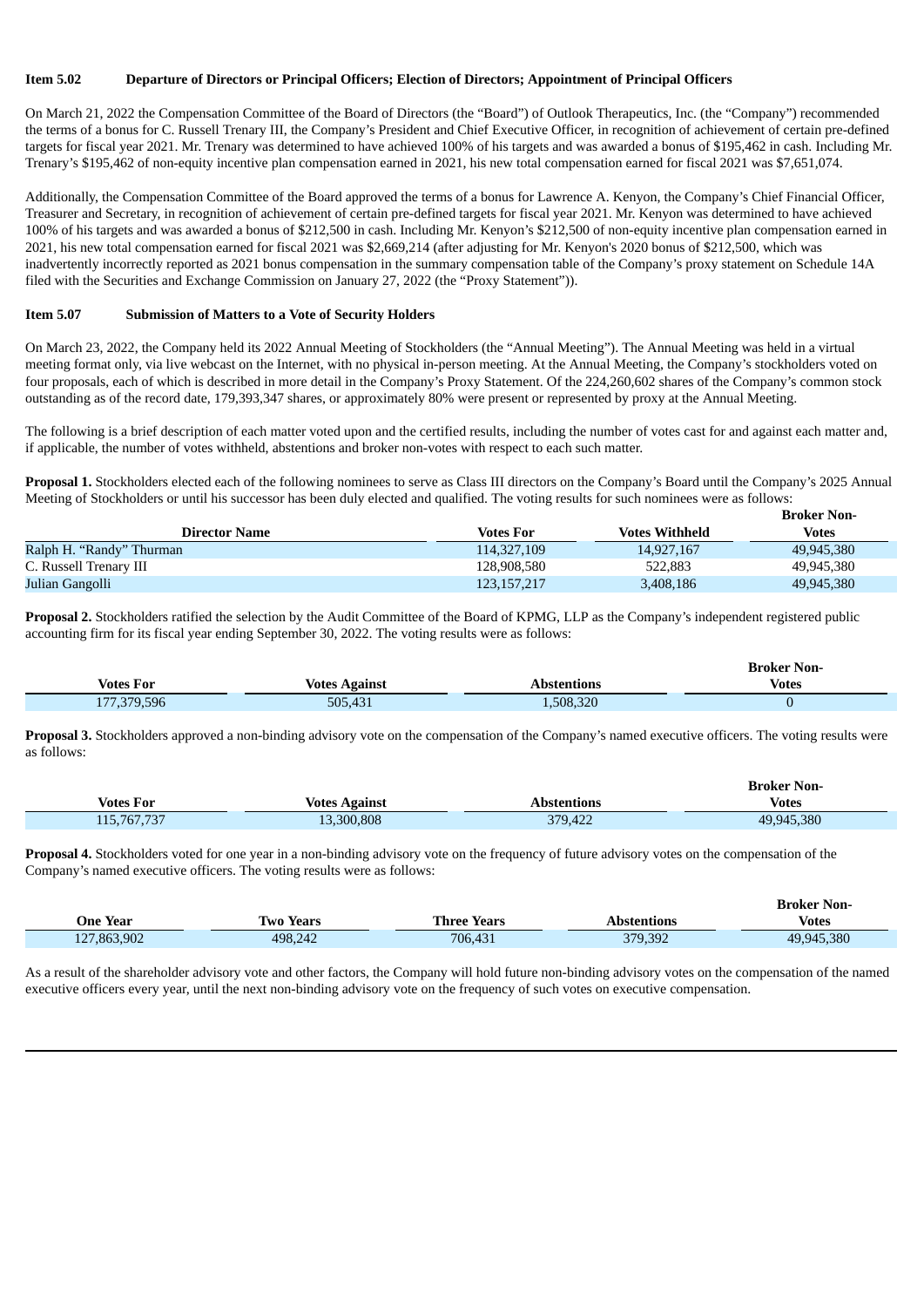**Item 5.02 Departure of Directors or Principal Officers; Election of Directors; Appointment of Principal Officers**

On March 21, 2022 the Compensation Committee of the Board of Directors (the "Board") of Outlook Therapeutics, Inc. (the "Company") recommended the terms of a bonus for C. Russell Trenary III, the Company's President and Chief Executive Officer, in recognition of achievement of certain pre-defined targets for fiscal year 2021. Mr. Trenary was determined to have achieved 100% of his targets and was awarded a bonus of $195,462 in cash. Including Mr. Trenary's $195,462 of non-equity incentive plan compensation earned in 2021, his new total compensation earned for fiscal 2021 was $7,651,074.

Additionally, the Compensation Committee of the Board approved the terms of a bonus for Lawrence A. Kenyon, the Company's Chief Financial Officer, Treasurer and Secretary, in recognition of achievement of certain pre-defined targets for fiscal year 2021. Mr. Kenyon was determined to have achieved 100% of his targets and was awarded a bonus of $212,500 in cash. Including Mr. Kenyon's $212,500 of non-equity incentive plan compensation earned in 2021, his new total compensation earned for fiscal 2021 was $2,669,214 (after adjusting for Mr. Kenyon's 2020 bonus of $212,500, which was inadvertently incorrectly reported as 2021 bonus compensation in the summary compensation table of the Company's proxy statement on Schedule 14A filed with the Securities and Exchange Commission on January 27, 2022 (the "Proxy Statement")).

**Item 5.07 Submission of Matters to a Vote of Security Holders**

On March 23, 2022, the Company held its 2022 Annual Meeting of Stockholders (the "Annual Meeting"). The Annual Meeting was held in a virtual meeting format only, via live webcast on the Internet, with no physical in-person meeting. At the Annual Meeting, the Company's stockholders voted on four proposals, each of which is described in more detail in the Company's Proxy Statement. Of the 224,260,602 shares of the Company's common stock outstanding as of the record date, 179,393,347 shares, or approximately 80% were present or represented by proxy at the Annual Meeting.

The following is a brief description of each matter voted upon and the certified results, including the number of votes cast for and against each matter and, if applicable, the number of votes withheld, abstentions and broker non-votes with respect to each such matter.

**Proposal 1.** Stockholders elected each of the following nominees to serve as Class III directors on the Company's Board until the Company's 2025 Annual Meeting of Stockholders or until his successor has been duly elected and qualified. The voting results for such nominees were as follows:

| Director Name | Votes For | Votes Withheld | Broker Non-Votes |
|---|---|---|---|
| Ralph H. "Randy" Thurman | 114,327,109 | 14,927,167 | 49,945,380 |
| C. Russell Trenary III | 128,908,580 | 522,883 | 49,945,380 |
| Julian Gangolli | 123,157,217 | 3,408,186 | 49,945,380 |

**Proposal 2.** Stockholders ratified the selection by the Audit Committee of the Board of KPMG, LLP as the Company's independent registered public accounting firm for its fiscal year ending September 30, 2022. The voting results were as follows:

| Votes For | Votes Against | Abstentions | Broker Non-Votes |
|---|---|---|---|
| 177,379,596 | 505,431 | 1,508,320 | 0 |

**Proposal 3.** Stockholders approved a non-binding advisory vote on the compensation of the Company's named executive officers. The voting results were as follows:

| Votes For | Votes Against | Abstentions | Broker Non-Votes |
|---|---|---|---|
| 115,767,737 | 13,300,808 | 379,422 | 49,945,380 |

**Proposal 4.** Stockholders voted for one year in a non-binding advisory vote on the frequency of future advisory votes on the compensation of the Company's named executive officers. The voting results were as follows:

| One Year | Two Years | Three Years | Abstentions | Broker Non-Votes |
|---|---|---|---|---|
| 127,863,902 | 498,242 | 706,431 | 379,392 | 49,945,380 |

As a result of the shareholder advisory vote and other factors, the Company will hold future non-binding advisory votes on the compensation of the named executive officers every year, until the next non-binding advisory vote on the frequency of such votes on executive compensation.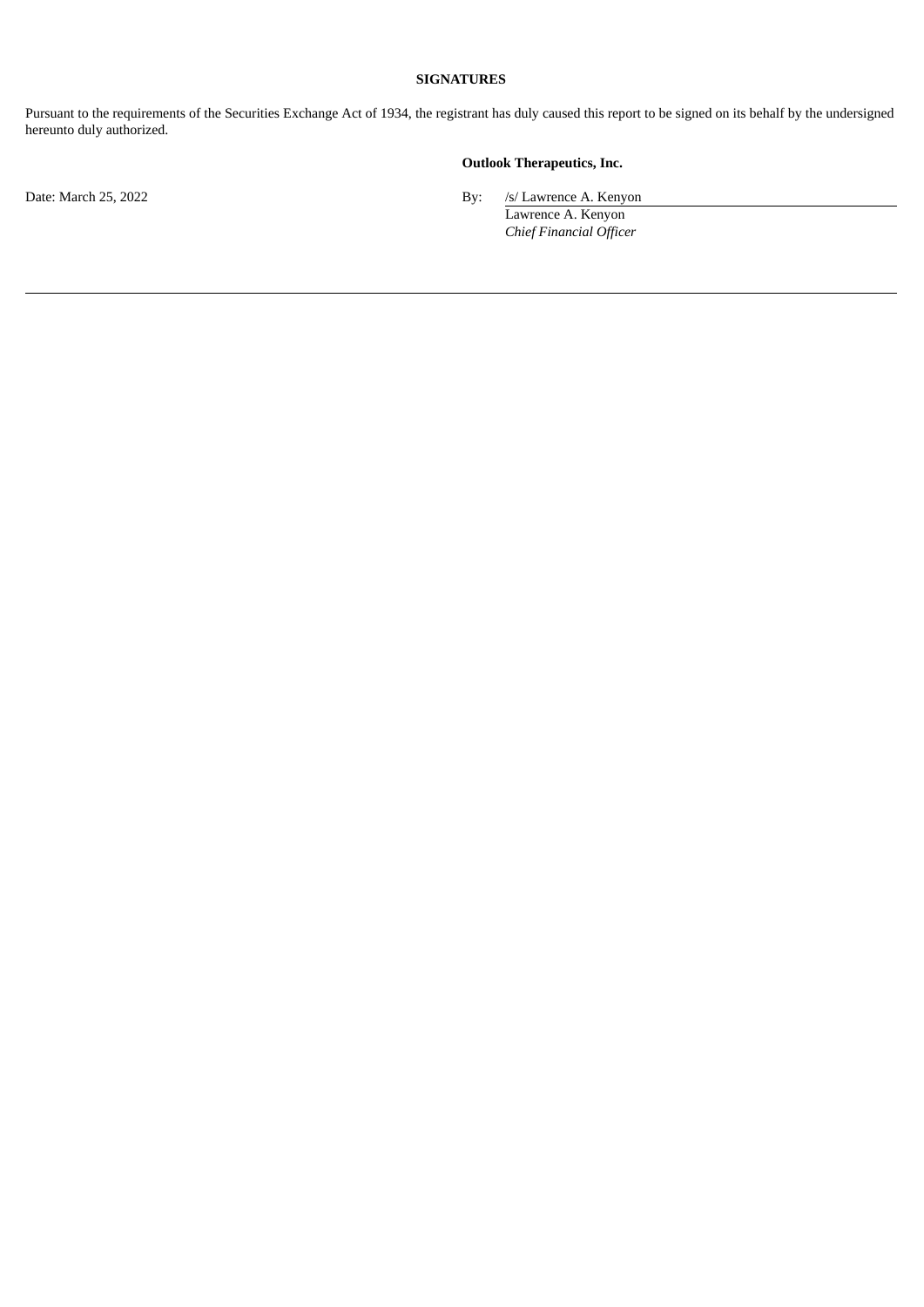**SIGNATURES**

Pursuant to the requirements of the Securities Exchange Act of 1934, the registrant has duly caused this report to be signed on its behalf by the undersigned hereunto duly authorized.

**Outlook Therapeutics, Inc.**

Date: March 25, 2022

By: /s/ Lawrence A. Kenyon
Lawrence A. Kenyon
*Chief Financial Officer*